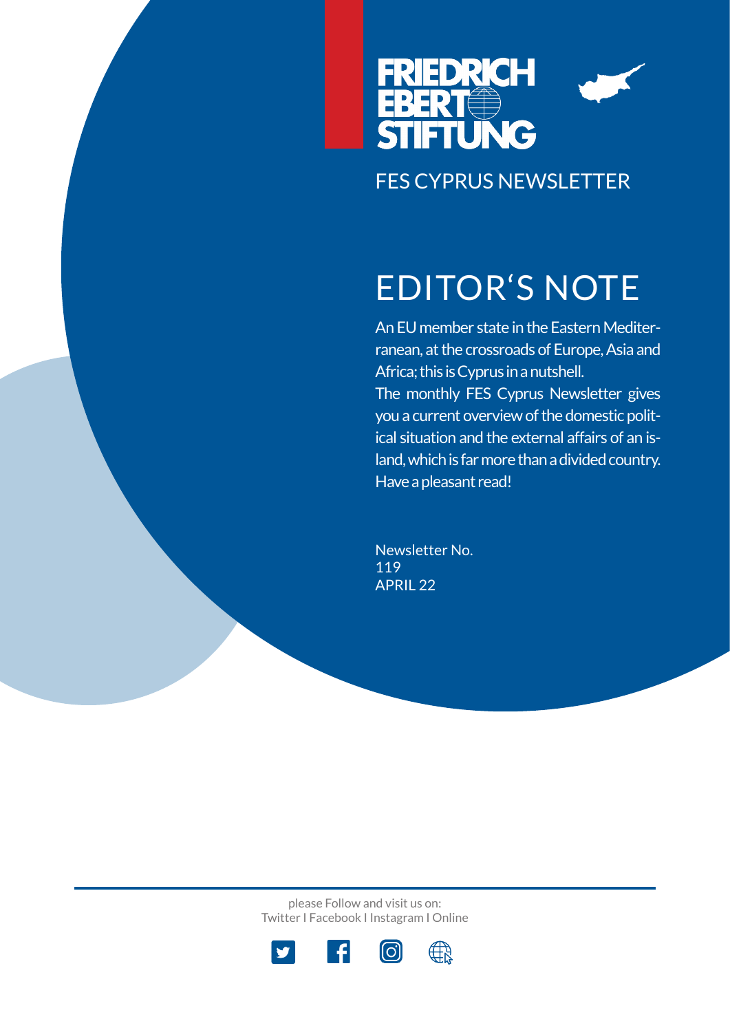FRIEDRICH EBERT STIFTUNG

FES CYPRUS NEWSLETTER

# EDITOR'S NOTE

An EU member state in the Eastern Mediterranean, at the crossroads of Europe, Asia and Africa; this is Cyprus in a nutshell.
The monthly FES Cyprus Newsletter gives you a current overview of the domestic political situation and the external affairs of an island, which is far more than a divided country.
Have a pleasant read!

Newsletter No.
119
APRIL 22

please Follow and visit us on:
Twitter I Facebook I Instagram I Online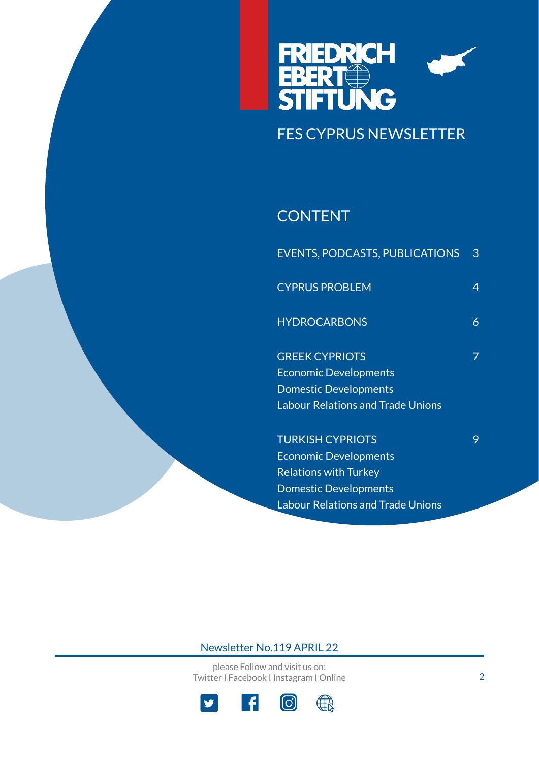FRIEDRICH EBERT STIFTUNG

# FES CYPRUS NEWSLETTER

## CONTENT

| | |
|---|---|
| EVENTS, PODCASTS, PUBLICATIONS | 3 |
| CYPRUS PROBLEM | 4 |
| HYDROCARBONS | 6 |
| GREEK CYPRIOTS<br>Economic Developments<br>Domestic Developments<br>Labour Relations and Trade Unions | 7 |
| TURKISH CYPRIOTS<br>Economic Developments<br>Relations with Turkey<br>Domestic Developments<br>Labour Relations and Trade Unions | 9 |

Newsletter No.119 APRIL 22

please Follow and visit us on:
Twitter I Facebook I Instagram I Online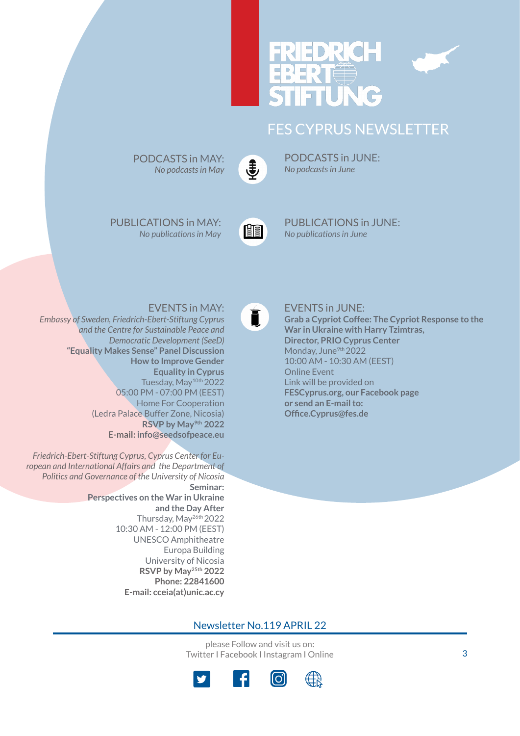# FES CYPRUS NEWSLETTER

## PODCASTS in MAY:

*No podcasts in May*

## PODCASTS in JUNE:

*No podcasts in June*

## PUBLICATIONS in MAY:

*No publications in May*

## PUBLICATIONS in JUNE:

*No publications in June*

## EVENTS in MAY:

*Embassy of Sweden, Friedrich-Ebert-Stiftung Cyprus and the Centre for Sustainable Peace and Democratic Development (SeeD)*
**"Equality Makes Sense" Panel Discussion**
**How to Improve Gender Equality in Cyprus**
Tuesday, May 10th 2022
05:00 PM - 07:00 PM (EEST)
Home For Cooperation
(Ledra Palace Buffer Zone, Nicosia)
**RSVP by May 9th 2022**
**E-mail: info@seedsofpeace.eu**

*Friedrich-Ebert-Stiftung Cyprus, Cyprus Center for European and International Affairs and the Department of Politics and Governance of the University of Nicosia*
**Seminar:**
**Perspectives on the War in Ukraine and the Day After**
Thursday, May 26th 2022
10:30 AM - 12:00 PM (EEST)
UNESCO Amphitheatre
Europa Building
University of Nicosia
**RSVP by May 25th 2022**
**Phone: 22841600**
**E-mail: cceia(at)unic.ac.cy**

## EVENTS in JUNE:

**Grab a Cypriot Coffee: The Cypriot Response to the War in Ukraine with Harry Tzimtras, Director, PRIO Cyprus Center**
Monday, June 9th 2022
10:00 AM - 10:30 AM (EEST)
Online Event
Link will be provided on
**FESCyprus.org, our Facebook page or send an E-mail to: Office.Cyprus@fes.de**

Newsletter No.119 APRIL 22

please Follow and visit us on:
Twitter I Facebook I Instagram I Online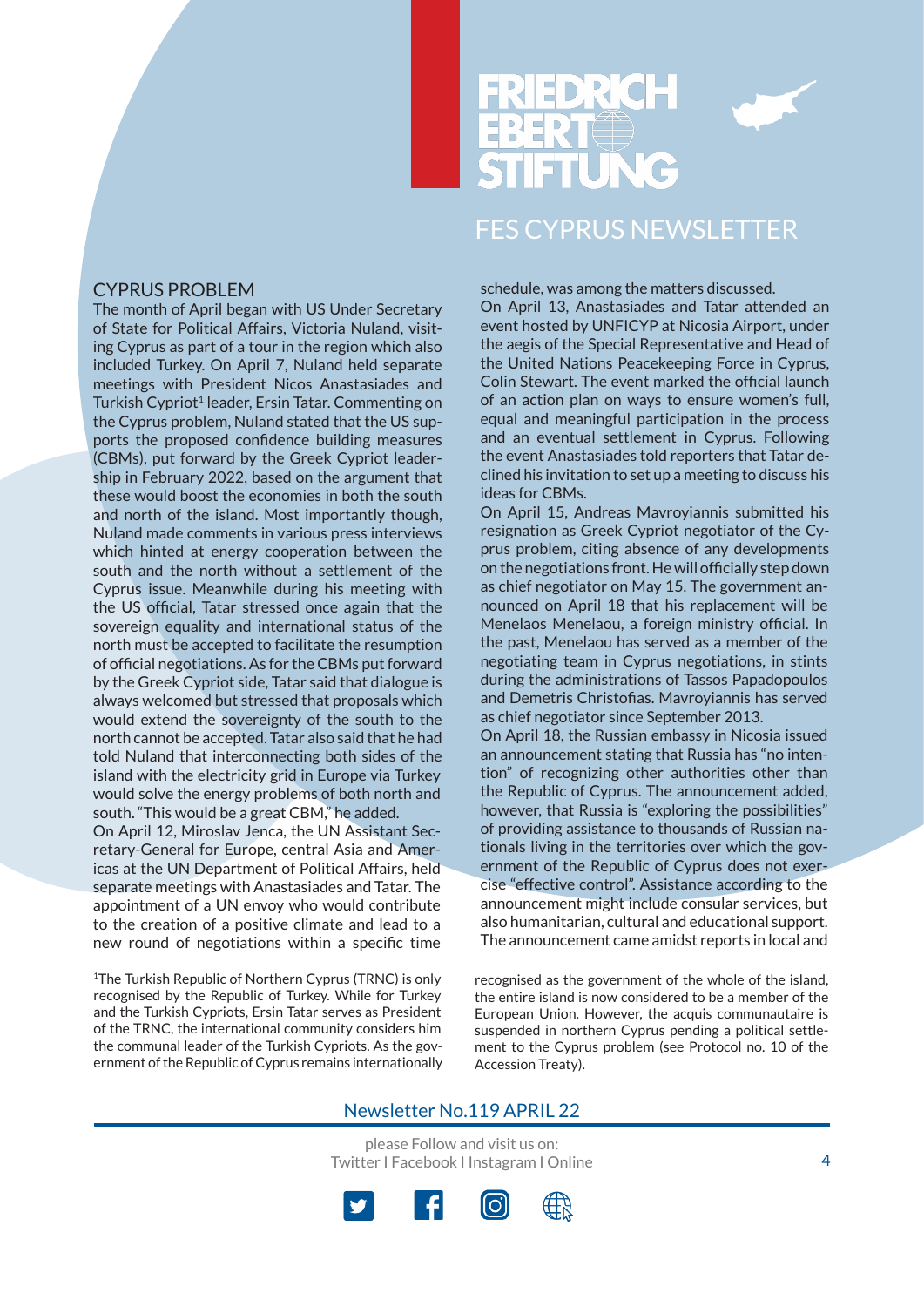## CYPRUS PROBLEM

The month of April began with US Under Secretary of State for Political Affairs, Victoria Nuland, visiting Cyprus as part of a tour in the region which also included Turkey. On April 7, Nuland held separate meetings with President Nicos Anastasiades and Turkish Cypriot[1] leader, Ersin Tatar. Commenting on the Cyprus problem, Nuland stated that the US supports the proposed confidence building measures (CBMs), put forward by the Greek Cypriot leadership in February 2022, based on the argument that these would boost the economies in both the south and north of the island. Most importantly though, Nuland made comments in various press interviews which hinted at energy cooperation between the south and the north without a settlement of the Cyprus issue. Meanwhile during his meeting with the US official, Tatar stressed once again that the sovereign equality and international status of the north must be accepted to facilitate the resumption of official negotiations. As for the CBMs put forward by the Greek Cypriot side, Tatar said that dialogue is always welcomed but stressed that proposals which would extend the sovereignty of the south to the north cannot be accepted. Tatar also said that he had told Nuland that interconnecting both sides of the island with the electricity grid in Europe via Turkey would solve the energy problems of both north and south. "This would be a great CBM," he added.

On April 12, Miroslav Jenca, the UN Assistant Secretary-General for Europe, central Asia and Americas at the UN Department of Political Affairs, held separate meetings with Anastasiades and Tatar. The appointment of a UN envoy who would contribute to the creation of a positive climate and lead to a new round of negotiations within a specific time schedule, was among the matters discussed.

On April 13, Anastasiades and Tatar attended an event hosted by UNFICYP at Nicosia Airport, under the aegis of the Special Representative and Head of the United Nations Peacekeeping Force in Cyprus, Colin Stewart. The event marked the official launch of an action plan on ways to ensure women's full, equal and meaningful participation in the process and an eventual settlement in Cyprus. Following the event Anastasiades told reporters that Tatar declined his invitation to set up a meeting to discuss his ideas for CBMs.

On April 15, Andreas Mavroyiannis submitted his resignation as Greek Cypriot negotiator of the Cyprus problem, citing absence of any developments on the negotiations front. He will officially step down as chief negotiator on May 15. The government announced on April 18 that his replacement will be Menelaos Menelaou, a foreign ministry official. In the past, Menelaou has served as a member of the negotiating team in Cyprus negotiations, in stints during the administrations of Tassos Papadopoulos and Demetris Christofias. Mavroyiannis has served as chief negotiator since September 2013.

On April 18, the Russian embassy in Nicosia issued an announcement stating that Russia has "no intention" of recognizing other authorities other than the Republic of Cyprus. The announcement added, however, that Russia is "exploring the possibilities" of providing assistance to thousands of Russian nationals living in the territories over which the government of the Republic of Cyprus does not exercise "effective control". Assistance according to the announcement might include consular services, but also humanitarian, cultural and educational support. The announcement came amidst reports in local and

[1]The Turkish Republic of Northern Cyprus (TRNC) is only recognised by the Republic of Turkey. While for Turkey and the Turkish Cypriots, Ersin Tatar serves as President of the TRNC, the international community considers him the communal leader of the Turkish Cypriots. As the government of the Republic of Cyprus remains internationally recognised as the government of the whole of the island, the entire island is now considered to be a member of the European Union. However, the acquis communautaire is suspended in northern Cyprus pending a political settlement to the Cyprus problem (see Protocol no. 10 of the Accession Treaty).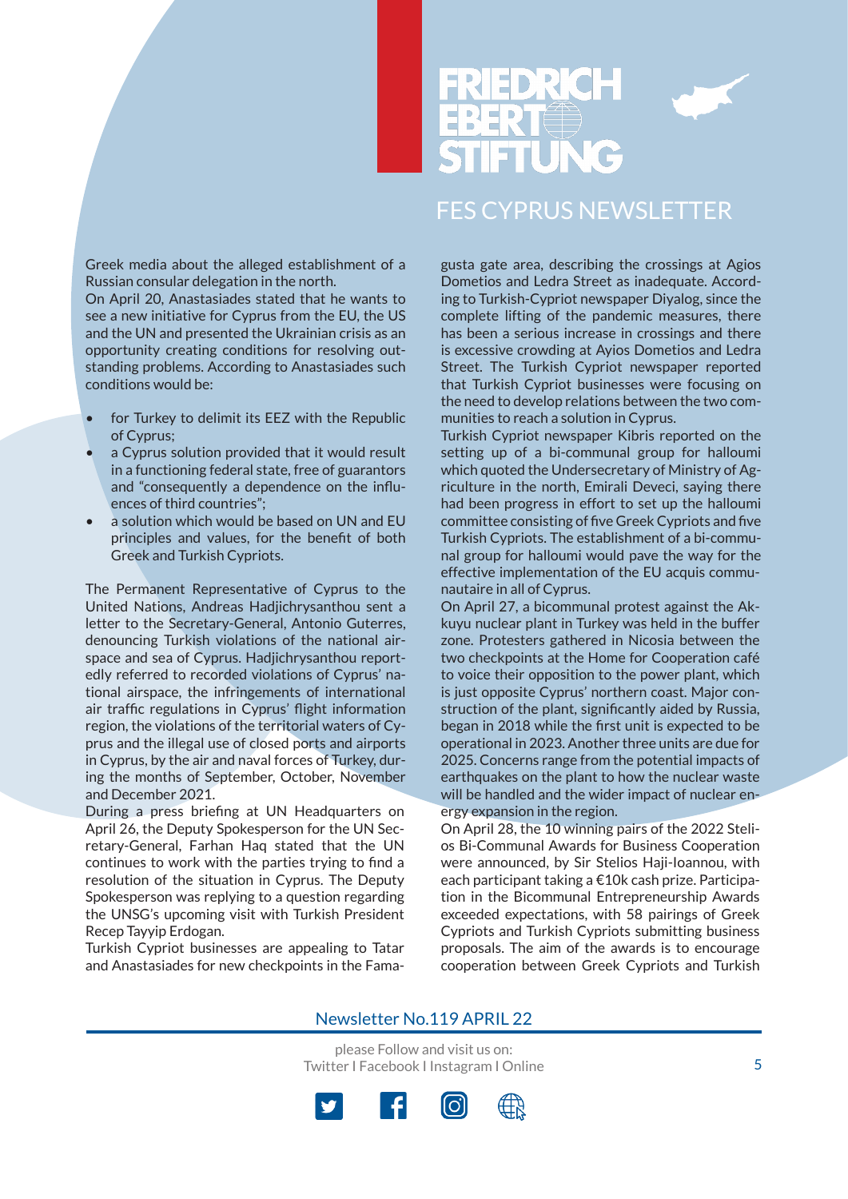Greek media about the alleged establishment of a Russian consular delegation in the north.

On April 20, Anastasiades stated that he wants to see a new initiative for Cyprus from the EU, the US and the UN and presented the Ukrainian crisis as an opportunity creating conditions for resolving outstanding problems. According to Anastasiades such conditions would be:

- for Turkey to delimit its EEZ with the Republic of Cyprus;
- a Cyprus solution provided that it would result in a functioning federal state, free of guarantors and "consequently a dependence on the influences of third countries";
- a solution which would be based on UN and EU principles and values, for the benefit of both Greek and Turkish Cypriots.

The Permanent Representative of Cyprus to the United Nations, Andreas Hadjichrysanthou sent a letter to the Secretary-General, Antonio Guterres, denouncing Turkish violations of the national airspace and sea of Cyprus. Hadjichrysanthou reportedly referred to recorded violations of Cyprus' national airspace, the infringements of international air traffic regulations in Cyprus' flight information region, the violations of the territorial waters of Cyprus and the illegal use of closed ports and airports in Cyprus, by the air and naval forces of Turkey, during the months of September, October, November and December 2021.

During a press briefing at UN Headquarters on April 26, the Deputy Spokesperson for the UN Secretary-General, Farhan Haq stated that the UN continues to work with the parties trying to find a resolution of the situation in Cyprus. The Deputy Spokesperson was replying to a question regarding the UNSG's upcoming visit with Turkish President Recep Tayyip Erdogan.

Turkish Cypriot businesses are appealing to Tatar and Anastasiades for new checkpoints in the Famagusta gate area, describing the crossings at Agios Dometios and Ledra Street as inadequate. According to Turkish-Cypriot newspaper Diyalog, since the complete lifting of the pandemic measures, there has been a serious increase in crossings and there is excessive crowding at Ayios Dometios and Ledra Street. The Turkish Cypriot newspaper reported that Turkish Cypriot businesses were focusing on the need to develop relations between the two communities to reach a solution in Cyprus.

Turkish Cypriot newspaper Kibris reported on the setting up of a bi-communal group for halloumi which quoted the Undersecretary of Ministry of Agriculture in the north, Emirali Deveci, saying there had been progress in effort to set up the halloumi committee consisting of five Greek Cypriots and five Turkish Cypriots. The establishment of a bi-communal group for halloumi would pave the way for the effective implementation of the EU acquis communautaire in all of Cyprus.

On April 27, a bicommunal protest against the Akkuyu nuclear plant in Turkey was held in the buffer zone. Protesters gathered in Nicosia between the two checkpoints at the Home for Cooperation café to voice their opposition to the power plant, which is just opposite Cyprus' northern coast. Major construction of the plant, significantly aided by Russia, began in 2018 while the first unit is expected to be operational in 2023. Another three units are due for 2025. Concerns range from the potential impacts of earthquakes on the plant to how the nuclear waste will be handled and the wider impact of nuclear energy expansion in the region.

On April 28, the 10 winning pairs of the 2022 Stelios Bi-Communal Awards for Business Cooperation were announced, by Sir Stelios Haji-Ioannou, with each participant taking a €10k cash prize. Participation in the Bicommunal Entrepreneurship Awards exceeded expectations, with 58 pairings of Greek Cypriots and Turkish Cypriots submitting business proposals. The aim of the awards is to encourage cooperation between Greek Cypriots and Turkish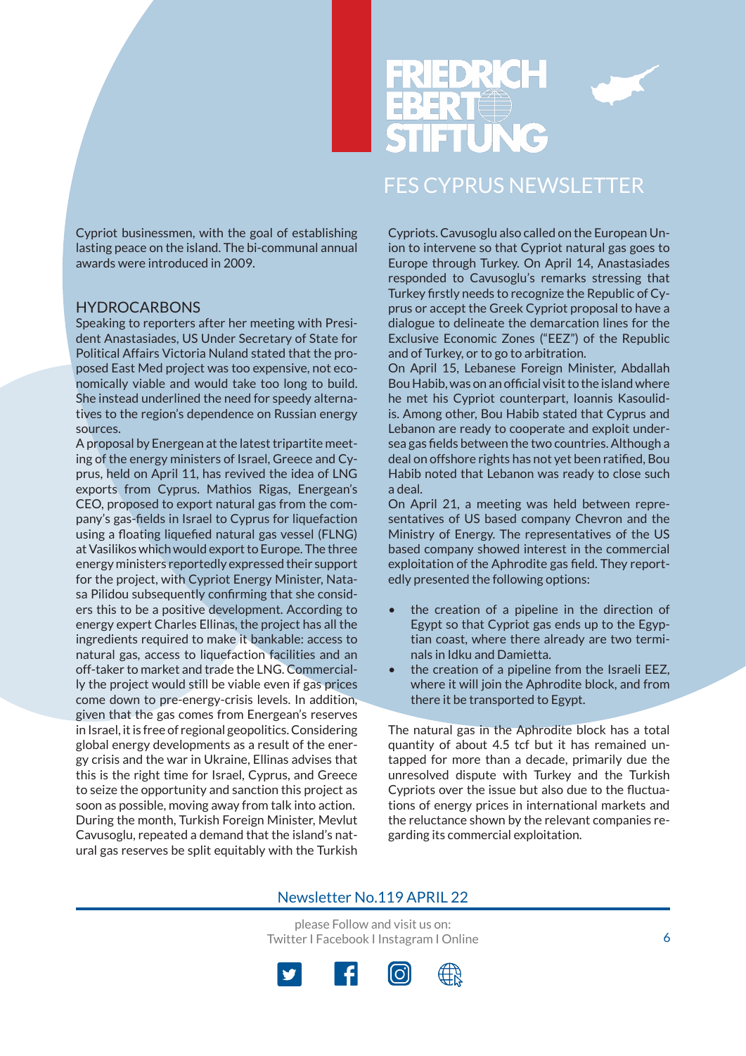Cypriot businessmen, with the goal of establishing lasting peace on the island. The bi-communal annual awards were introduced in 2009.

## HYDROCARBONS

Speaking to reporters after her meeting with President Anastasiades, US Under Secretary of State for Political Affairs Victoria Nuland stated that the proposed East Med project was too expensive, not economically viable and would take too long to build. She instead underlined the need for speedy alternatives to the region's dependence on Russian energy sources.

A proposal by Energean at the latest tripartite meeting of the energy ministers of Israel, Greece and Cyprus, held on April 11, has revived the idea of LNG exports from Cyprus. Mathios Rigas, Energean's CEO, proposed to export natural gas from the company's gas-fields in Israel to Cyprus for liquefaction using a floating liquefied natural gas vessel (FLNG) at Vasilikos which would export to Europe. The three energy ministers reportedly expressed their support for the project, with Cypriot Energy Minister, Natasa Pilidou subsequently confirming that she considers this to be a positive development. According to energy expert Charles Ellinas, the project has all the ingredients required to make it bankable: access to natural gas, access to liquefaction facilities and an off-taker to market and trade the LNG. Commercially the project would still be viable even if gas prices come down to pre-energy-crisis levels. In addition, given that the gas comes from Energean's reserves in Israel, it is free of regional geopolitics. Considering global energy developments as a result of the energy crisis and the war in Ukraine, Ellinas advises that this is the right time for Israel, Cyprus, and Greece to seize the opportunity and sanction this project as soon as possible, moving away from talk into action.

During the month, Turkish Foreign Minister, Mevlut Cavusoglu, repeated a demand that the island's natural gas reserves be split equitably with the Turkish Cypriots. Cavusoglu also called on the European Union to intervene so that Cypriot natural gas goes to Europe through Turkey. On April 14, Anastasiades responded to Cavusoglu's remarks stressing that Turkey firstly needs to recognize the Republic of Cyprus or accept the Greek Cypriot proposal to have a dialogue to delineate the demarcation lines for the Exclusive Economic Zones ("EEZ") of the Republic and of Turkey, or to go to arbitration.

On April 15, Lebanese Foreign Minister, Abdallah Bou Habib, was on an official visit to the island where he met his Cypriot counterpart, Ioannis Kasoulidis. Among other, Bou Habib stated that Cyprus and Lebanon are ready to cooperate and exploit undersea gas fields between the two countries. Although a deal on offshore rights has not yet been ratified, Bou Habib noted that Lebanon was ready to close such a deal.

On April 21, a meeting was held between representatives of US based company Chevron and the Ministry of Energy. The representatives of the US based company showed interest in the commercial exploitation of the Aphrodite gas field. They reportedly presented the following options:

- the creation of a pipeline in the direction of Egypt so that Cypriot gas ends up to the Egyptian coast, where there already are two terminals in Idku and Damietta.
- the creation of a pipeline from the Israeli EEZ, where it will join the Aphrodite block, and from there it be transported to Egypt.

The natural gas in the Aphrodite block has a total quantity of about 4.5 tcf but it has remained untapped for more than a decade, primarily due the unresolved dispute with Turkey and the Turkish Cypriots over the issue but also due to the fluctuations of energy prices in international markets and the reluctance shown by the relevant companies regarding its commercial exploitation.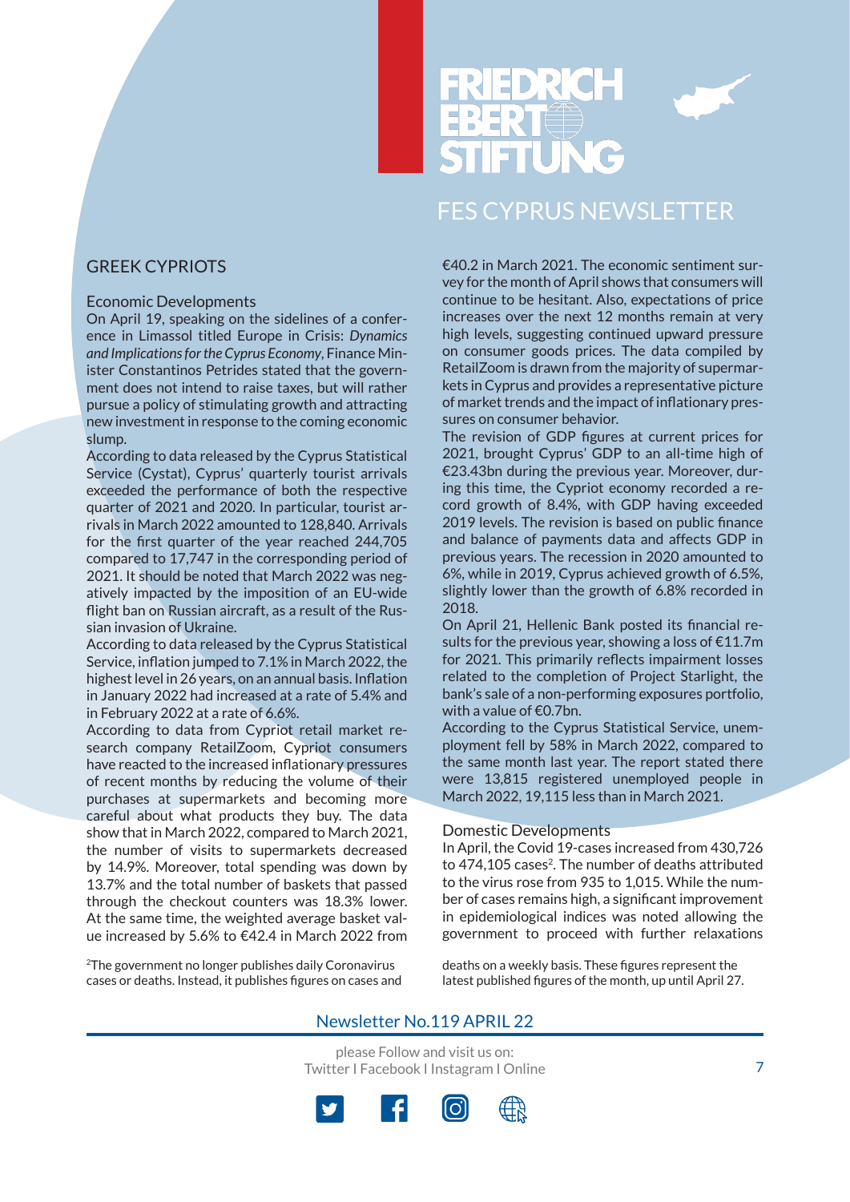## GREEK CYPRIOTS

### Economic Developments

On April 19, speaking on the sidelines of a conference in Limassol titled Europe in Crisis: *Dynamics and Implications for the Cyprus Economy*, Finance Minister Constantinos Petrides stated that the government does not intend to raise taxes, but will rather pursue a policy of stimulating growth and attracting new investment in response to the coming economic slump.

According to data released by the Cyprus Statistical Service (Cystat), Cyprus' quarterly tourist arrivals exceeded the performance of both the respective quarter of 2021 and 2020. In particular, tourist arrivals in March 2022 amounted to 128,840. Arrivals for the first quarter of the year reached 244,705 compared to 17,747 in the corresponding period of 2021. It should be noted that March 2022 was negatively impacted by the imposition of an EU-wide flight ban on Russian aircraft, as a result of the Russian invasion of Ukraine.

According to data released by the Cyprus Statistical Service, inflation jumped to 7.1% in March 2022, the highest level in 26 years, on an annual basis. Inflation in January 2022 had increased at a rate of 5.4% and in February 2022 at a rate of 6.6%.

According to data from Cypriot retail market research company RetailZoom, Cypriot consumers have reacted to the increased inflationary pressures of recent months by reducing the volume of their purchases at supermarkets and becoming more careful about what products they buy. The data show that in March 2022, compared to March 2021, the number of visits to supermarkets decreased by 14.9%. Moreover, total spending was down by 13.7% and the total number of baskets that passed through the checkout counters was 18.3% lower. At the same time, the weighted average basket value increased by 5.6% to €42.4 in March 2022 from €40.2 in March 2021. The economic sentiment survey for the month of April shows that consumers will continue to be hesitant. Also, expectations of price increases over the next 12 months remain at very high levels, suggesting continued upward pressure on consumer goods prices. The data compiled by RetailZoom is drawn from the majority of supermarkets in Cyprus and provides a representative picture of market trends and the impact of inflationary pressures on consumer behavior.

The revision of GDP figures at current prices for 2021, brought Cyprus' GDP to an all-time high of €23.43bn during the previous year. Moreover, during this time, the Cypriot economy recorded a record growth of 8.4%, with GDP having exceeded 2019 levels. The revision is based on public finance and balance of payments data and affects GDP in previous years. The recession in 2020 amounted to 6%, while in 2019, Cyprus achieved growth of 6.5%, slightly lower than the growth of 6.8% recorded in 2018.

On April 21, Hellenic Bank posted its financial results for the previous year, showing a loss of €11.7m for 2021. This primarily reflects impairment losses related to the completion of Project Starlight, the bank's sale of a non-performing exposures portfolio, with a value of €0.7bn.

According to the Cyprus Statistical Service, unemployment fell by 58% in March 2022, compared to the same month last year. The report stated there were 13,815 registered unemployed people in March 2022, 19,115 less than in March 2021.

### Domestic Developments

In April, the Covid 19-cases increased from 430,726 to 474,105 cases[2]. The number of deaths attributed to the virus rose from 935 to 1,015. While the number of cases remains high, a significant improvement in epidemiological indices was noted allowing the government to proceed with further relaxations

[2]The government no longer publishes daily Coronavirus cases or deaths. Instead, it publishes figures on cases and deaths on a weekly basis. These figures represent the latest published figures of the month, up until April 27.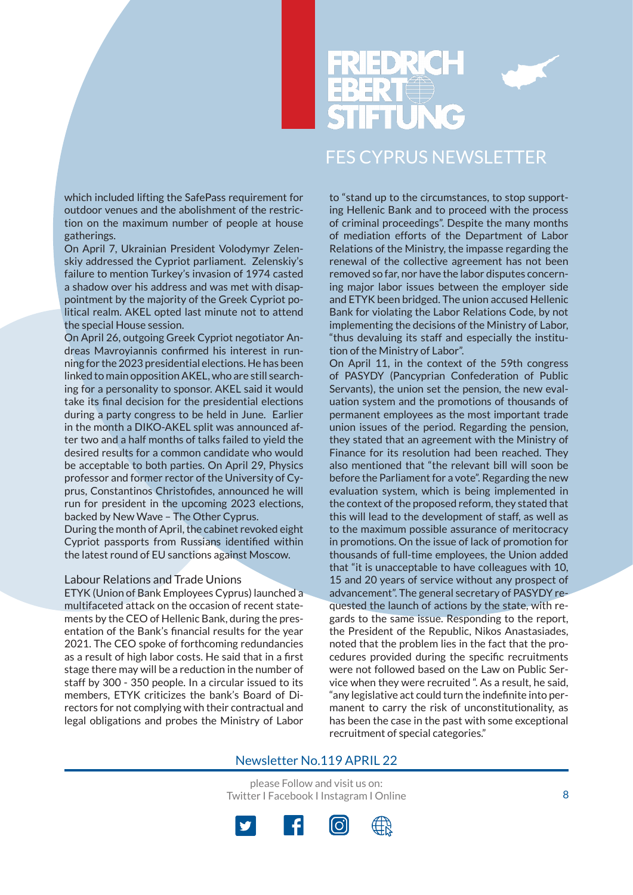which included lifting the SafePass requirement for outdoor venues and the abolishment of the restriction on the maximum number of people at house gatherings.

On April 7, Ukrainian President Volodymyr Zelenskiy addressed the Cypriot parliament. Zelenskiy's failure to mention Turkey's invasion of 1974 casted a shadow over his address and was met with disappointment by the majority of the Greek Cypriot political realm. AKEL opted last minute not to attend the special House session.

On April 26, outgoing Greek Cypriot negotiator Andreas Mavroyiannis confirmed his interest in running for the 2023 presidential elections. He has been linked to main opposition AKEL, who are still searching for a personality to sponsor. AKEL said it would take its final decision for the presidential elections during a party congress to be held in June. Earlier in the month a DIKO-AKEL split was announced after two and a half months of talks failed to yield the desired results for a common candidate who would be acceptable to both parties. On April 29, Physics professor and former rector of the University of Cyprus, Constantinos Christofides, announced he will run for president in the upcoming 2023 elections, backed by New Wave – The Other Cyprus.

During the month of April, the cabinet revoked eight Cypriot passports from Russians identified within the latest round of EU sanctions against Moscow.

## Labour Relations and Trade Unions

ETYK (Union of Bank Employees Cyprus) launched a multifaceted attack on the occasion of recent statements by the CEO of Hellenic Bank, during the presentation of the Bank's financial results for the year 2021. The CEO spoke of forthcoming redundancies as a result of high labor costs. He said that in a first stage there may will be a reduction in the number of staff by 300 - 350 people. In a circular issued to its members, ETYK criticizes the bank's Board of Directors for not complying with their contractual and legal obligations and probes the Ministry of Labor to "stand up to the circumstances, to stop supporting Hellenic Bank and to proceed with the process of criminal proceedings". Despite the many months of mediation efforts of the Department of Labor Relations of the Ministry, the impasse regarding the renewal of the collective agreement has not been removed so far, nor have the labor disputes concerning major labor issues between the employer side and ETYK been bridged. The union accused Hellenic Bank for violating the Labor Relations Code, by not implementing the decisions of the Ministry of Labor, "thus devaluing its staff and especially the institution of the Ministry of Labor".

On April 11, in the context of the 59th congress of PASYDY (Pancyprian Confederation of Public Servants), the union set the pension, the new evaluation system and the promotions of thousands of permanent employees as the most important trade union issues of the period. Regarding the pension, they stated that an agreement with the Ministry of Finance for its resolution had been reached. They also mentioned that "the relevant bill will soon be before the Parliament for a vote". Regarding the new evaluation system, which is being implemented in the context of the proposed reform, they stated that this will lead to the development of staff, as well as to the maximum possible assurance of meritocracy in promotions. On the issue of lack of promotion for thousands of full-time employees, the Union added that "it is unacceptable to have colleagues with 10, 15 and 20 years of service without any prospect of advancement". The general secretary of PASYDY requested the launch of actions by the state, with regards to the same issue. Responding to the report, the President of the Republic, Nikos Anastasiades, noted that the problem lies in the fact that the procedures provided during the specific recruitments were not followed based on the Law on Public Service when they were recruited ". As a result, he said, "any legislative act could turn the indefinite into permanent to carry the risk of unconstitutionality, as has been the case in the past with some exceptional recruitment of special categories."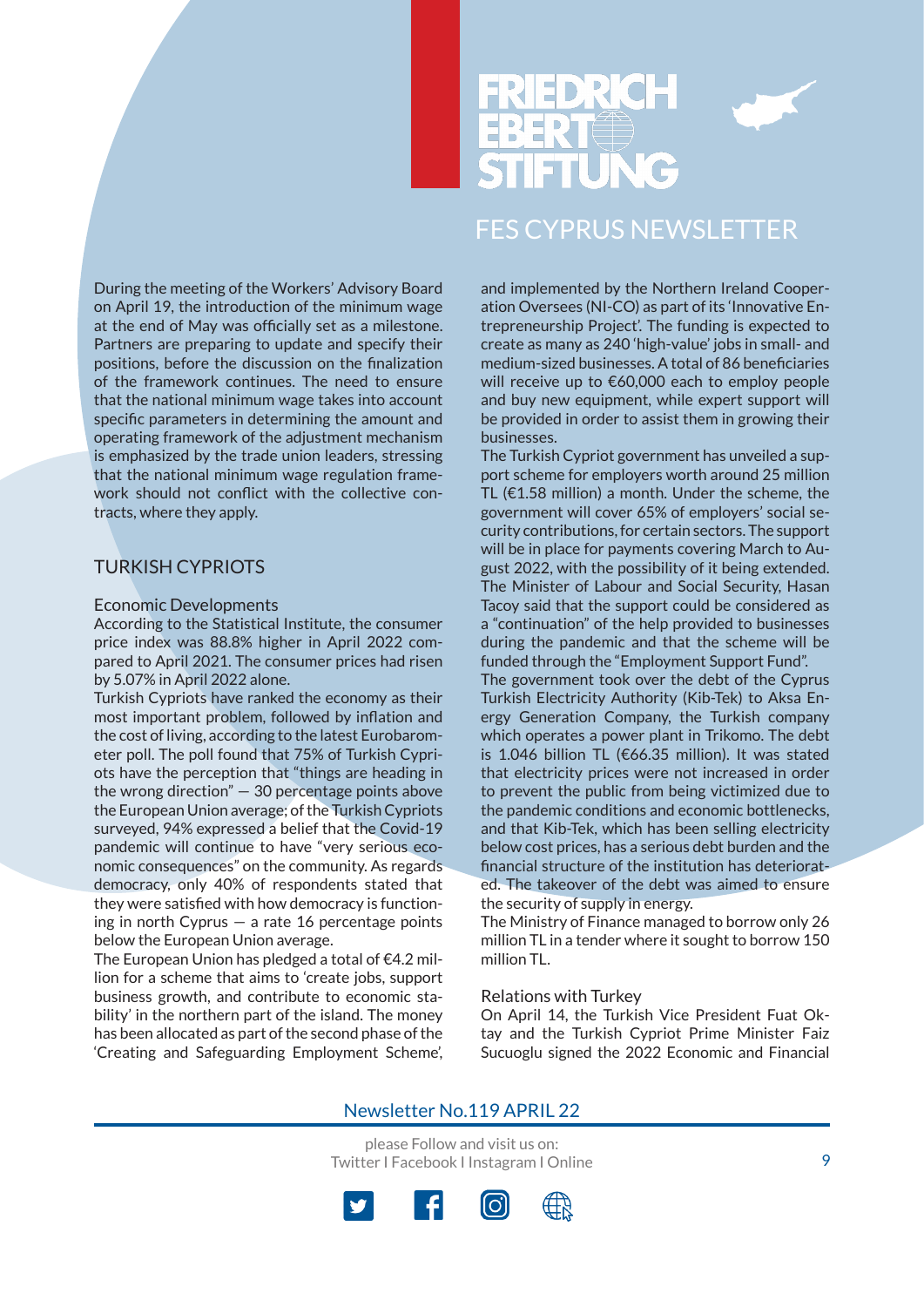During the meeting of the Workers' Advisory Board on April 19, the introduction of the minimum wage at the end of May was officially set as a milestone. Partners are preparing to update and specify their positions, before the discussion on the finalization of the framework continues. The need to ensure that the national minimum wage takes into account specific parameters in determining the amount and operating framework of the adjustment mechanism is emphasized by the trade union leaders, stressing that the national minimum wage regulation framework should not conflict with the collective contracts, where they apply.

## TURKISH CYPRIOTS

### Economic Developments

According to the Statistical Institute, the consumer price index was 88.8% higher in April 2022 compared to April 2021. The consumer prices had risen by 5.07% in April 2022 alone.

Turkish Cypriots have ranked the economy as their most important problem, followed by inflation and the cost of living, according to the latest Eurobarometer poll. The poll found that 75% of Turkish Cypriots have the perception that "things are heading in the wrong direction" — 30 percentage points above the European Union average; of the Turkish Cypriots surveyed, 94% expressed a belief that the Covid-19 pandemic will continue to have "very serious economic consequences" on the community. As regards democracy, only 40% of respondents stated that they were satisfied with how democracy is functioning in north Cyprus — a rate 16 percentage points below the European Union average.

The European Union has pledged a total of €4.2 million for a scheme that aims to 'create jobs, support business growth, and contribute to economic stability' in the northern part of the island. The money has been allocated as part of the second phase of the 'Creating and Safeguarding Employment Scheme', and implemented by the Northern Ireland Cooperation Oversees (NI-CO) as part of its 'Innovative Entrepreneurship Project'. The funding is expected to create as many as 240 'high-value' jobs in small- and medium-sized businesses. A total of 86 beneficiaries will receive up to €60,000 each to employ people and buy new equipment, while expert support will be provided in order to assist them in growing their businesses.

The Turkish Cypriot government has unveiled a support scheme for employers worth around 25 million TL (€1.58 million) a month. Under the scheme, the government will cover 65% of employers' social security contributions, for certain sectors. The support will be in place for payments covering March to August 2022, with the possibility of it being extended. The Minister of Labour and Social Security, Hasan Tacoy said that the support could be considered as a "continuation" of the help provided to businesses during the pandemic and that the scheme will be funded through the "Employment Support Fund".

The government took over the debt of the Cyprus Turkish Electricity Authority (Kib-Tek) to Aksa Energy Generation Company, the Turkish company which operates a power plant in Trikomo. The debt is 1.046 billion TL (€66.35 million). It was stated that electricity prices were not increased in order to prevent the public from being victimized due to the pandemic conditions and economic bottlenecks, and that Kib-Tek, which has been selling electricity below cost prices, has a serious debt burden and the financial structure of the institution has deteriorated. The takeover of the debt was aimed to ensure the security of supply in energy.

The Ministry of Finance managed to borrow only 26 million TL in a tender where it sought to borrow 150 million TL.

### Relations with Turkey

On April 14, the Turkish Vice President Fuat Oktay and the Turkish Cypriot Prime Minister Faiz Sucuoglu signed the 2022 Economic and Financial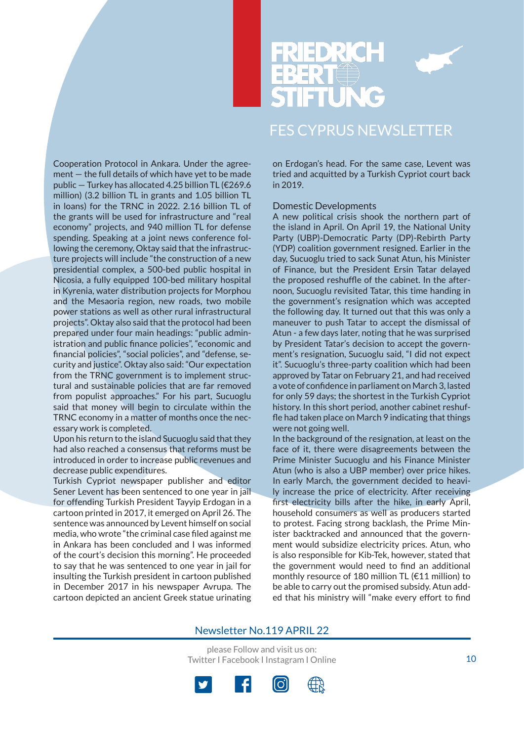Cooperation Protocol in Ankara. Under the agreement — the full details of which have yet to be made public — Turkey has allocated 4.25 billion TL (€269.6 million) (3.2 billion TL in grants and 1.05 billion TL in loans) for the TRNC in 2022. 2.16 billion TL of the grants will be used for infrastructure and "real economy" projects, and 940 million TL for defense spending. Speaking at a joint news conference following the ceremony, Oktay said that the infrastructure projects will include "the construction of a new presidential complex, a 500-bed public hospital in Nicosia, a fully equipped 100-bed military hospital in Kyrenia, water distribution projects for Morphou and the Mesaoria region, new roads, two mobile power stations as well as other rural infrastructural projects". Oktay also said that the protocol had been prepared under four main headings: "public administration and public finance policies", "economic and financial policies", "social policies", and "defense, security and justice". Oktay also said: "Our expectation from the TRNC government is to implement structural and sustainable policies that are far removed from populist approaches." For his part, Sucuoglu said that money will begin to circulate within the TRNC economy in a matter of months once the necessary work is completed.

Upon his return to the island Sucuoglu said that they had also reached a consensus that reforms must be introduced in order to increase public revenues and decrease public expenditures.

Turkish Cypriot newspaper publisher and editor Sener Levent has been sentenced to one year in jail for offending Turkish President Tayyip Erdogan in a cartoon printed in 2017, it emerged on April 26. The sentence was announced by Levent himself on social media, who wrote "the criminal case filed against me in Ankara has been concluded and I was informed of the court's decision this morning". He proceeded to say that he was sentenced to one year in jail for insulting the Turkish president in cartoon published in December 2017 in his newspaper Avrupa. The cartoon depicted an ancient Greek statue urinating on Erdogan's head. For the same case, Levent was tried and acquitted by a Turkish Cypriot court back in 2019.

## Domestic Developments

A new political crisis shook the northern part of the island in April. On April 19, the National Unity Party (UBP)-Democratic Party (DP)-Rebirth Party (YDP) coalition government resigned. Earlier in the day, Sucuoglu tried to sack Sunat Atun, his Minister of Finance, but the President Ersin Tatar delayed the proposed reshuffle of the cabinet. In the afternoon, Sucuoglu revisited Tatar, this time handing in the government's resignation which was accepted the following day. It turned out that this was only a maneuver to push Tatar to accept the dismissal of Atun - a few days later, noting that he was surprised by President Tatar's decision to accept the government's resignation, Sucuoglu said, "I did not expect it". Sucuoglu's three-party coalition which had been approved by Tatar on February 21, and had received a vote of confidence in parliament on March 3, lasted for only 59 days; the shortest in the Turkish Cypriot history. In this short period, another cabinet reshuffle had taken place on March 9 indicating that things were not going well.

In the background of the resignation, at least on the face of it, there were disagreements between the Prime Minister Sucuoglu and his Finance Minister Atun (who is also a UBP member) over price hikes. In early March, the government decided to heavily increase the price of electricity. After receiving first electricity bills after the hike, in early April, household consumers as well as producers started to protest. Facing strong backlash, the Prime Minister backtracked and announced that the government would subsidize electricity prices. Atun, who is also responsible for Kib-Tek, however, stated that the government would need to find an additional monthly resource of 180 million TL (€11 million) to be able to carry out the promised subsidy. Atun added that his ministry will "make every effort to find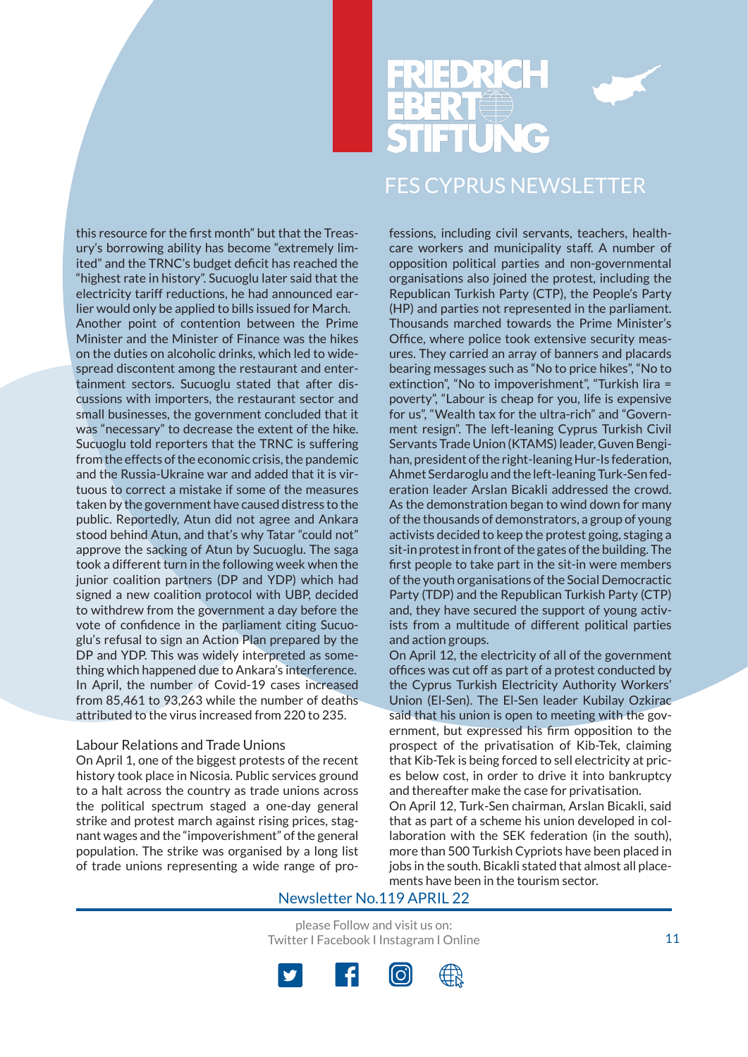this resource for the first month" but that the Treasury's borrowing ability has become "extremely limited" and the TRNC's budget deficit has reached the "highest rate in history". Sucuoglu later said that the electricity tariff reductions, he had announced earlier would only be applied to bills issued for March.

Another point of contention between the Prime Minister and the Minister of Finance was the hikes on the duties on alcoholic drinks, which led to widespread discontent among the restaurant and entertainment sectors. Sucuoglu stated that after discussions with importers, the restaurant sector and small businesses, the government concluded that it was "necessary" to decrease the extent of the hike. Sucuoglu told reporters that the TRNC is suffering from the effects of the economic crisis, the pandemic and the Russia-Ukraine war and added that it is virtuous to correct a mistake if some of the measures taken by the government have caused distress to the public. Reportedly, Atun did not agree and Ankara stood behind Atun, and that's why Tatar "could not" approve the sacking of Atun by Sucuoglu. The saga took a different turn in the following week when the junior coalition partners (DP and YDP) which had signed a new coalition protocol with UBP, decided to withdrew from the government a day before the vote of confidence in the parliament citing Sucuoglu's refusal to sign an Action Plan prepared by the DP and YDP. This was widely interpreted as something which happened due to Ankara's interference.

In April, the number of Covid-19 cases increased from 85,461 to 93,263 while the number of deaths attributed to the virus increased from 220 to 235.

## Labour Relations and Trade Unions

On April 1, one of the biggest protests of the recent history took place in Nicosia. Public services ground to a halt across the country as trade unions across the political spectrum staged a one-day general strike and protest march against rising prices, stagnant wages and the "impoverishment" of the general population. The strike was organised by a long list of trade unions representing a wide range of professions, including civil servants, teachers, healthcare workers and municipality staff. A number of opposition political parties and non-governmental organisations also joined the protest, including the Republican Turkish Party (CTP), the People's Party (HP) and parties not represented in the parliament. Thousands marched towards the Prime Minister's Office, where police took extensive security measures. They carried an array of banners and placards bearing messages such as "No to price hikes", "No to extinction", "No to impoverishment", "Turkish lira = poverty", "Labour is cheap for you, life is expensive for us", "Wealth tax for the ultra-rich" and "Government resign". The left-leaning Cyprus Turkish Civil Servants Trade Union (KTAMS) leader, Guven Bengihan, president of the right-leaning Hur-Is federation, Ahmet Serdaroglu and the left-leaning Turk-Sen federation leader Arslan Bicakli addressed the crowd. As the demonstration began to wind down for many of the thousands of demonstrators, a group of young activists decided to keep the protest going, staging a sit-in protest in front of the gates of the building. The first people to take part in the sit-in were members of the youth organisations of the Social Democractic Party (TDP) and the Republican Turkish Party (CTP) and, they have secured the support of young activists from a multitude of different political parties and action groups.

On April 12, the electricity of all of the government offices was cut off as part of a protest conducted by the Cyprus Turkish Electricity Authority Workers' Union (El-Sen). The El-Sen leader Kubilay Ozkirac said that his union is open to meeting with the government, but expressed his firm opposition to the prospect of the privatisation of Kib-Tek, claiming that Kib-Tek is being forced to sell electricity at prices below cost, in order to drive it into bankruptcy and thereafter make the case for privatisation.

On April 12, Turk-Sen chairman, Arslan Bicakli, said that as part of a scheme his union developed in collaboration with the SEK federation (in the south), more than 500 Turkish Cypriots have been placed in jobs in the south. Bicakli stated that almost all placements have been in the tourism sector.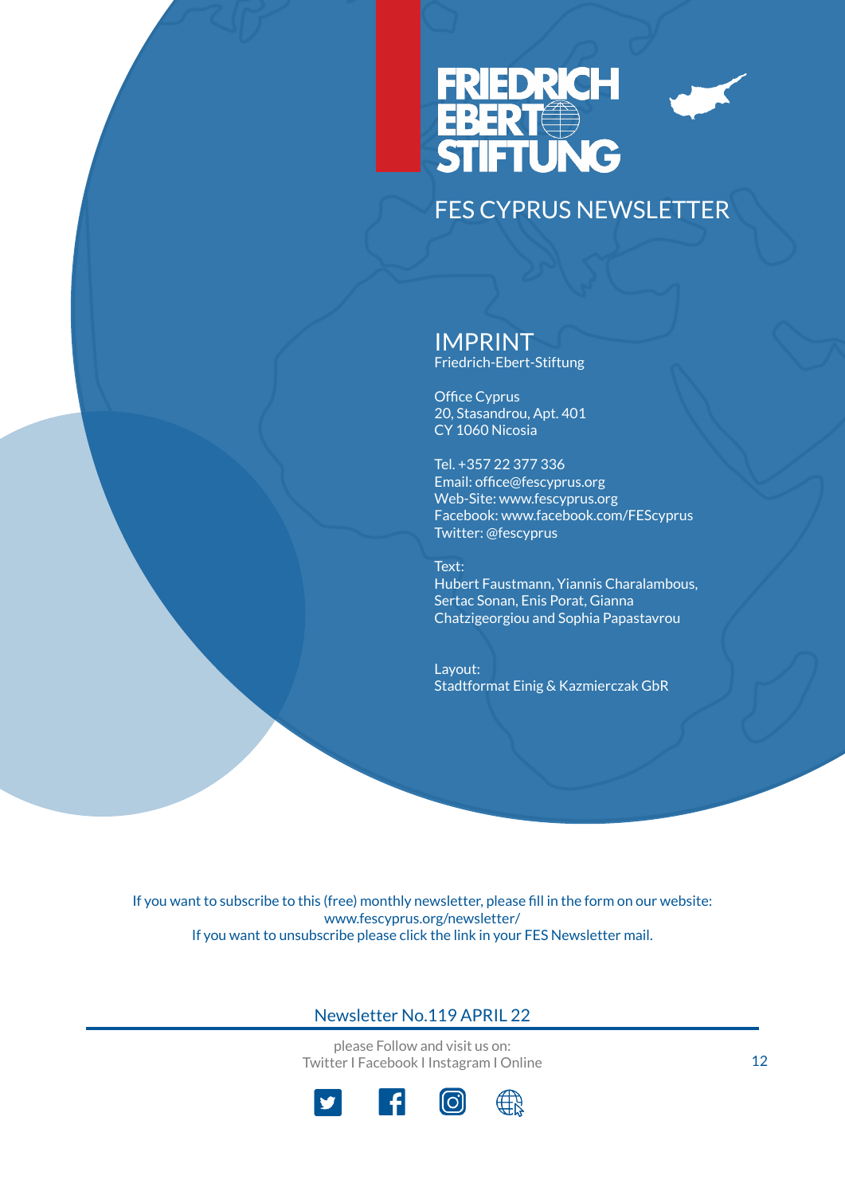FRIEDRICH EBERT STIFTUNG

# FES CYPRUS NEWSLETTER

## IMPRINT

Friedrich-Ebert-Stiftung

Office Cyprus
20, Stasandrou, Apt. 401
CY 1060 Nicosia

Tel. +357 22 377 336
Email: office@fescyprus.org
Web-Site: www.fescyprus.org
Facebook: www.facebook.com/FEScyprus
Twitter: @fescyprus

Text:
Hubert Faustmann, Yiannis Charalambous, Sertac Sonan, Enis Porat, Gianna Chatzigeorgiou and Sophia Papastavrou

Layout:
Stadtformat Einig & Kazmierczak GbR

If you want to subscribe to this (free) monthly newsletter, please fill in the form on our website:
www.fescyprus.org/newsletter/
If you want to unsubscribe please click the link in your FES Newsletter mail.

Newsletter No.119 APRIL 22

please Follow and visit us on:
Twitter I Facebook I Instagram I Online